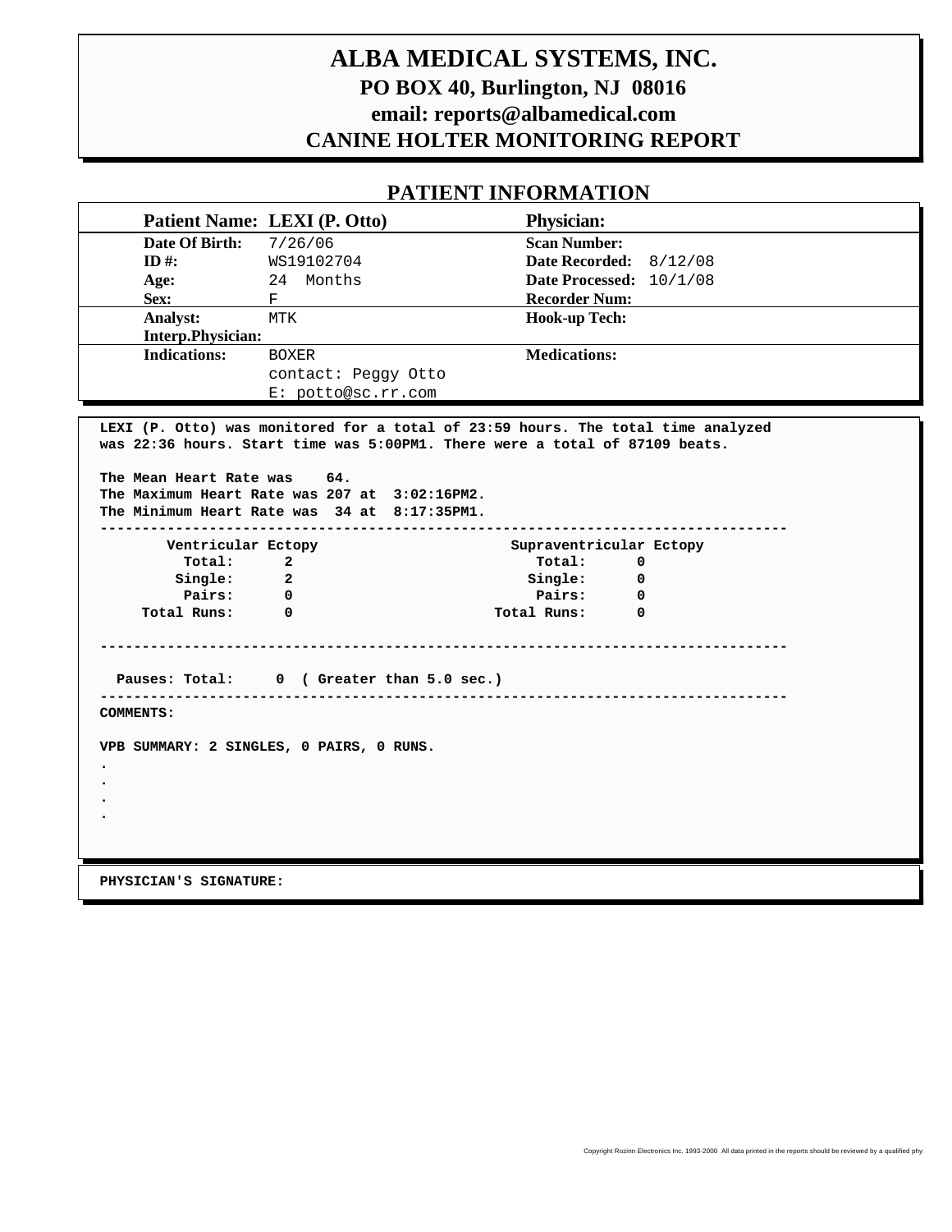# ALBA MEDICAL SYSTEMS, INC.

**PO BOX 40, Burlington, NJ 08016**

**email: reports@albamedical.com**

**CANINE HOLTER MONITORING REPORT**

## PATIENT INFORMATION

| | | | |
|---|---|---|---|
| **Patient Name:** | **LEXI (P. Otto)** | **Physician:** | |
| **Date Of Birth:** | 7/26/06 | **Scan Number:** | |
| **ID #:** | WS19102704 | **Date Recorded:** | 8/12/08 |
| **Age:** | 24 Months | **Date Processed:** | 10/1/08 |
| **Sex:** | F | **Recorder Num:** | |
| **Analyst:** | MTK | **Hook-up Tech:** | |
| **Interp.Physician:** | | | |
| **Indications:** | BOXER<br>contact: Peggy Otto<br>E: potto@sc.rr.com | **Medications:** | |

**LEXI (P. Otto) was monitored for a total of 23:59 hours. The total time analyzed was 22:36 hours. Start time was 5:00PM1. There were a total of 87109 beats.**

**The Mean Heart Rate was 64.**
**The Maximum Heart Rate was 207 at 3:02:16PM2.**
**The Minimum Heart Rate was 34 at 8:17:35PM1.**

---

| Ventricular Ectopy | | Supraventricular Ectopy | |
|---|---|---|---|
| Total: | 2 | Total: | 0 |
| Single: | 2 | Single: | 0 |
| Pairs: | 0 | Pairs: | 0 |
| Total Runs: | 0 | Total Runs: | 0 |

---

**Pauses: Total: 0 ( Greater than 5.0 sec.)**

---

**COMMENTS:**

**VPB SUMMARY: 2 SINGLES, 0 PAIRS, 0 RUNS.**
.
.
.
.

**PHYSICIAN'S SIGNATURE:**

Copyright Rozinn Electronics Inc. 1993-2000 All data printed in the reports should be reviewed by a qualified phy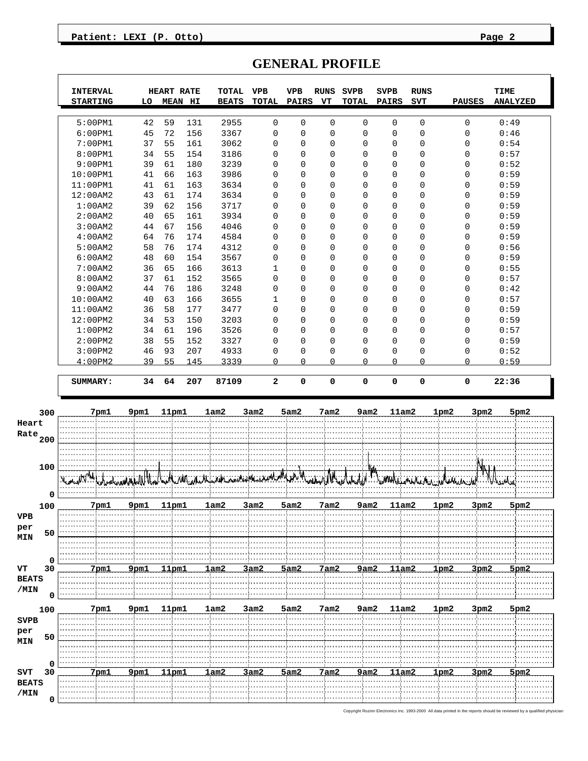Patient: LEXI (P. Otto)

# GENERAL PROFILE

| INTERVAL STARTING | HEART RATE LO | HEART RATE MEAN | HEART RATE HI | TOTAL BEATS | VPB TOTAL | VPB PAIRS | RUNS VT | SVPB TOTAL | SVPB PAIRS | RUNS SVT | PAUSES | TIME ANALYZED |
|---|---|---|---|---|---|---|---|---|---|---|---|---|
| 5:00PM1 | 42 | 59 | 131 | 2955 | 0 | 0 | 0 | 0 | 0 | 0 | 0 | 0:49 |
| 6:00PM1 | 45 | 72 | 156 | 3367 | 0 | 0 | 0 | 0 | 0 | 0 | 0 | 0:46 |
| 7:00PM1 | 37 | 55 | 161 | 3062 | 0 | 0 | 0 | 0 | 0 | 0 | 0 | 0:54 |
| 8:00PM1 | 34 | 55 | 154 | 3186 | 0 | 0 | 0 | 0 | 0 | 0 | 0 | 0:57 |
| 9:00PM1 | 39 | 61 | 180 | 3239 | 0 | 0 | 0 | 0 | 0 | 0 | 0 | 0:52 |
| 10:00PM1 | 41 | 66 | 163 | 3986 | 0 | 0 | 0 | 0 | 0 | 0 | 0 | 0:59 |
| 11:00PM1 | 41 | 61 | 163 | 3634 | 0 | 0 | 0 | 0 | 0 | 0 | 0 | 0:59 |
| 12:00AM2 | 43 | 61 | 174 | 3634 | 0 | 0 | 0 | 0 | 0 | 0 | 0 | 0:59 |
| 1:00AM2 | 39 | 62 | 156 | 3717 | 0 | 0 | 0 | 0 | 0 | 0 | 0 | 0:59 |
| 2:00AM2 | 40 | 65 | 161 | 3934 | 0 | 0 | 0 | 0 | 0 | 0 | 0 | 0:59 |
| 3:00AM2 | 44 | 67 | 156 | 4046 | 0 | 0 | 0 | 0 | 0 | 0 | 0 | 0:59 |
| 4:00AM2 | 64 | 76 | 174 | 4584 | 0 | 0 | 0 | 0 | 0 | 0 | 0 | 0:59 |
| 5:00AM2 | 58 | 76 | 174 | 4312 | 0 | 0 | 0 | 0 | 0 | 0 | 0 | 0:56 |
| 6:00AM2 | 48 | 60 | 154 | 3567 | 0 | 0 | 0 | 0 | 0 | 0 | 0 | 0:59 |
| 7:00AM2 | 36 | 65 | 166 | 3613 | 1 | 0 | 0 | 0 | 0 | 0 | 0 | 0:55 |
| 8:00AM2 | 37 | 61 | 152 | 3565 | 0 | 0 | 0 | 0 | 0 | 0 | 0 | 0:57 |
| 9:00AM2 | 44 | 76 | 186 | 3248 | 0 | 0 | 0 | 0 | 0 | 0 | 0 | 0:42 |
| 10:00AM2 | 40 | 63 | 166 | 3655 | 1 | 0 | 0 | 0 | 0 | 0 | 0 | 0:57 |
| 11:00AM2 | 36 | 58 | 177 | 3477 | 0 | 0 | 0 | 0 | 0 | 0 | 0 | 0:59 |
| 12:00PM2 | 34 | 53 | 150 | 3203 | 0 | 0 | 0 | 0 | 0 | 0 | 0 | 0:59 |
| 1:00PM2 | 34 | 61 | 196 | 3526 | 0 | 0 | 0 | 0 | 0 | 0 | 0 | 0:57 |
| 2:00PM2 | 38 | 55 | 152 | 3327 | 0 | 0 | 0 | 0 | 0 | 0 | 0 | 0:59 |
| 3:00PM2 | 46 | 93 | 207 | 4933 | 0 | 0 | 0 | 0 | 0 | 0 | 0 | 0:52 |
| 4:00PM2 | 39 | 55 | 145 | 3339 | 0 | 0 | 0 | 0 | 0 | 0 | 0 | 0:59 |
| **SUMMARY:** | **34** | **64** | **207** | **87109** | **2** | **0** | **0** | **0** | **0** | **0** | **0** | **22:36** |

Heart Rate (0–300): 7pm1 9pm1 11pm1 1am2 3am2 5am2 7am2 9am2 11am2 1pm2 3pm2 5pm2

VPB per MIN (0–100): 7pm1 9pm1 11pm1 1am2 3am2 5am2 7am2 9am2 11am2 1pm2 3pm2 5pm2

VT BEATS /MIN (0–30): 7pm1 9pm1 11pm1 1am2 3am2 5am2 7am2 9am2 11am2 1pm2 3pm2 5pm2

SVPB per MIN (0–100): 7pm1 9pm1 11pm1 1am2 3am2 5am2 7am2 9am2 11am2 1pm2 3pm2 5pm2

SVT BEATS /MIN (0–30): 7pm1 9pm1 11pm1 1am2 3am2 5am2 7am2 9am2 11am2 1pm2 3pm2 5pm2

Copyright Rozinn Electronics Inc. 1993-2000 All data printed in the reports should be reviewed by a qualified physician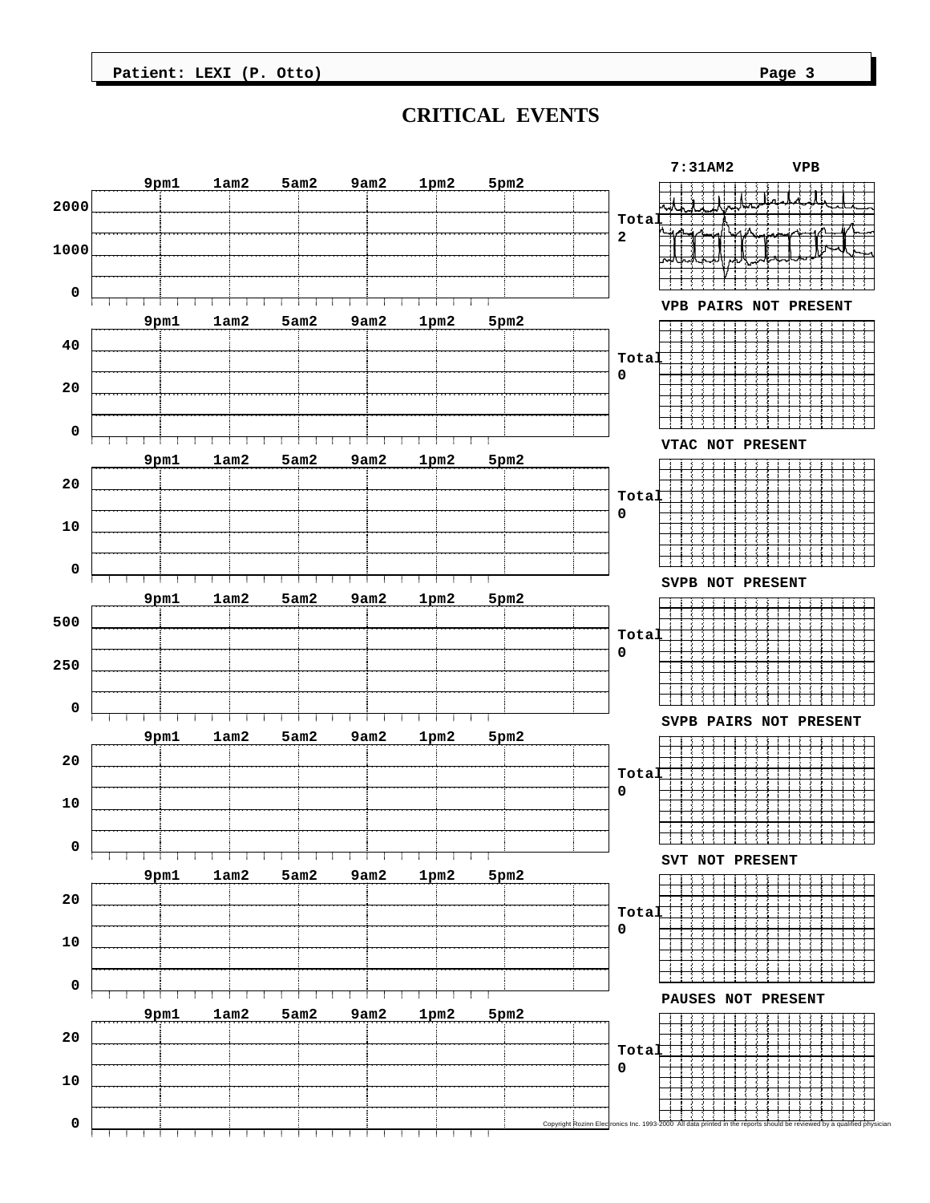# CRITICAL EVENTS

| Chart axis (9pm1, 1am2, 5am2, 9am2, 1pm2, 5pm2) | Y-axis | Total | Event |
|---|---|---|---|
| Chart 1 | 0, 1000, 2000 | 2 | 7:31AM2 VPB |
| Chart 2 | 0, 20, 40 | 0 | VPB PAIRS NOT PRESENT |
| Chart 3 | 0, 10, 20 | 0 | VTAC NOT PRESENT |
| Chart 4 | 0, 250, 500 | 0 | SVPB NOT PRESENT |
| Chart 5 | 0, 10, 20 | 0 | SVPB PAIRS NOT PRESENT |
| Chart 6 | 0, 10, 20 | 0 | SVT NOT PRESENT |
| Chart 7 | 0, 10, 20 | 0 | PAUSES NOT PRESENT |

Copyright Rozinn Electronics Inc. 1993-2000 All data printed in the reports should be reviewed by a qualified physician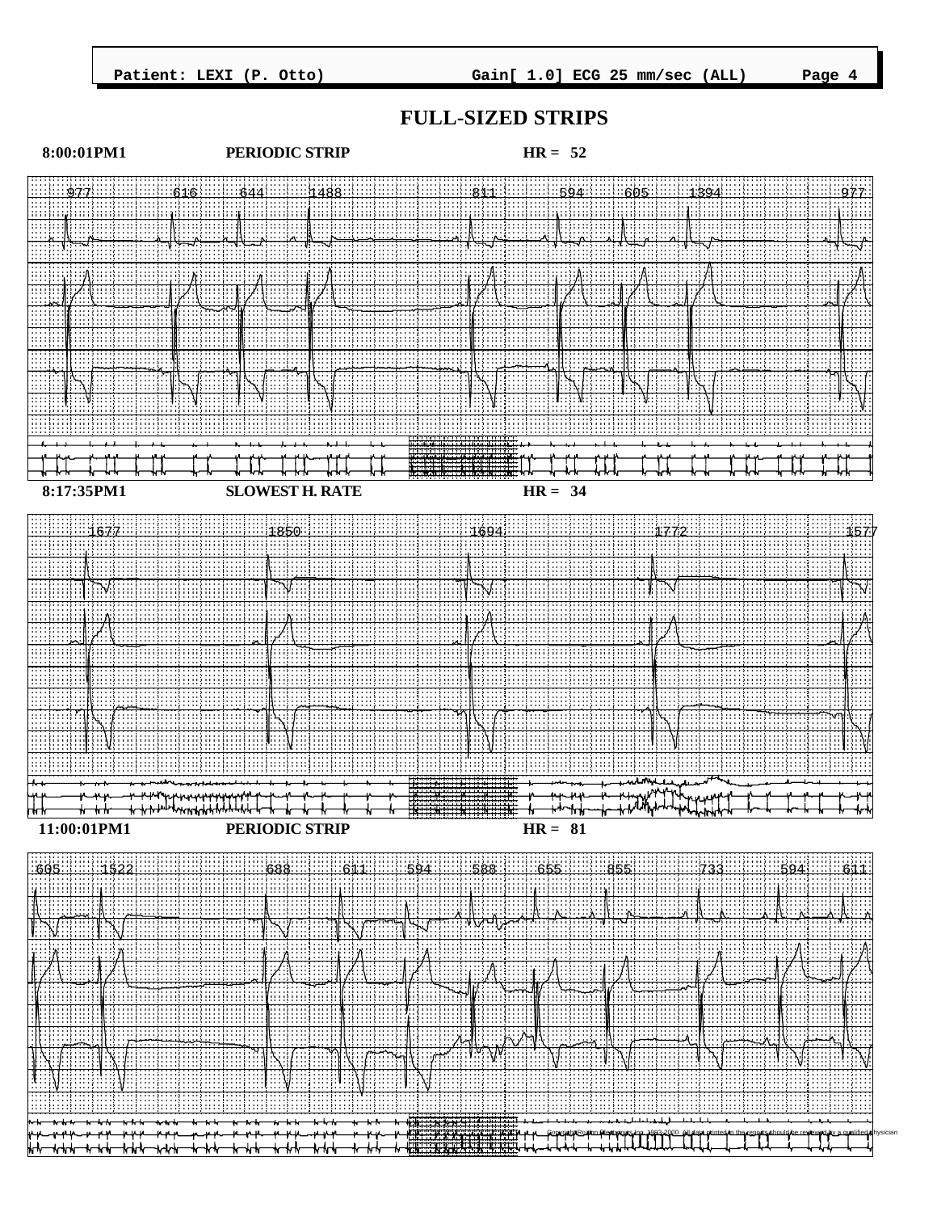Patient: LEXI (P. Otto)    Gain[ 1.0] ECG 25 mm/sec (ALL)

# FULL-SIZED STRIPS

**8:00:01PM1    PERIODIC STRIP    HR = 52**

977 616 644 1488 811 594 605 1394 977

**8:17:35PM1    SLOWEST H. RATE    HR = 34**

1677 1850 1694 1772 1577

**11:00:01PM1    PERIODIC STRIP    HR = 81**

605 1522 638 611 594 588 655 855 733 594 611

Copyright Reynolds Medical Inc. 1993-2000. All data printed in the reports should be reviewed by a qualified physician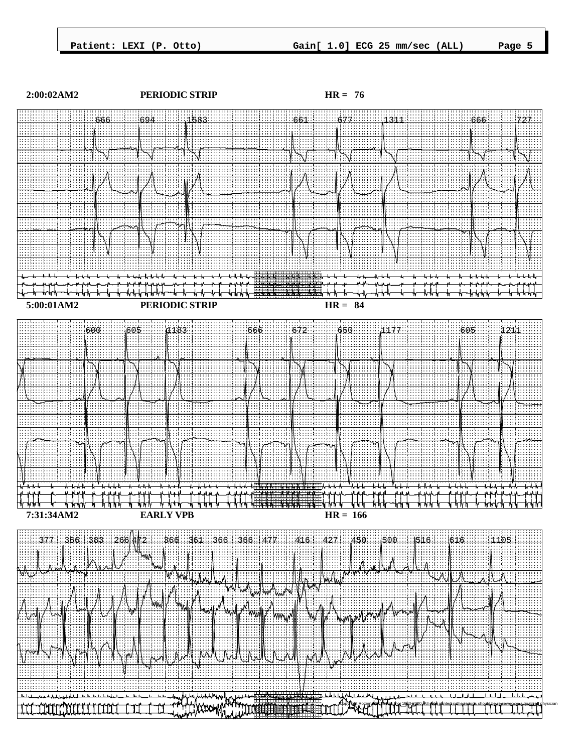**2:00:02AM2** **PERIODIC STRIP** **HR = 76**

666 694 1583 661 677 1311 666 727

**5:00:01AM2** **PERIODIC STRIP** **HR = 84**

600 605 1183 666 672 650 1177 605 1211

**7:31:34AM2** **EARLY VPB** **HR = 166**

377 366 383 266 472 366 361 366 366 477 416 427 450 500 516 616 1105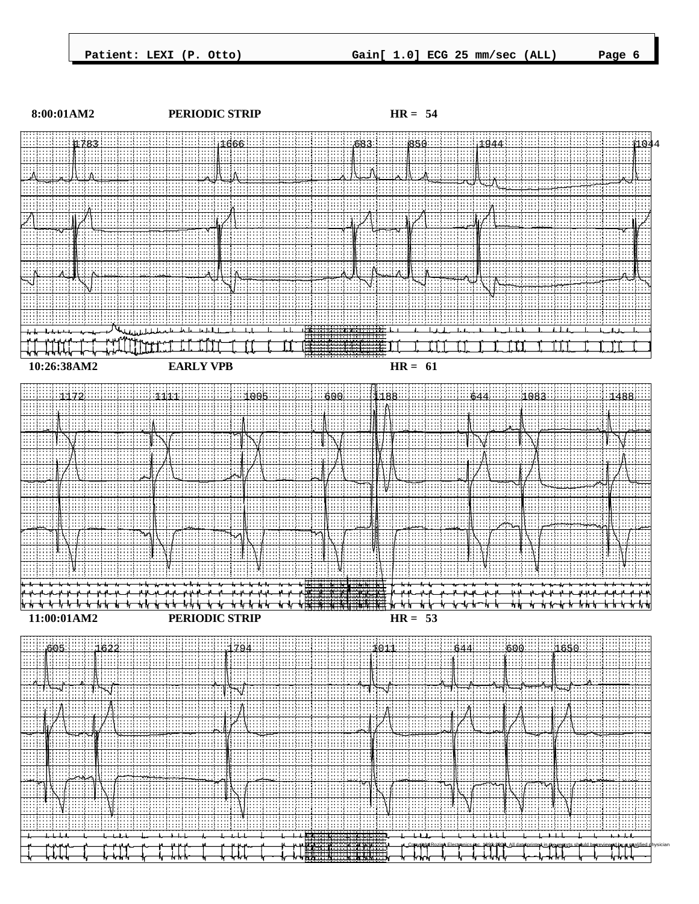Patient: LEXI (P. Otto) Gain[ 1.0] ECG 25 mm/sec (ALL)

**8:00:01AM2** **PERIODIC STRIP** **HR = 54**

1783 1666 683 850 1944 1044

**10:26:38AM2** **EARLY VPB** **HR = 61**

1172 1111 1005 600 1188 644 1083 1488

**11:00:01AM2** **PERIODIC STRIP** **HR = 53**

605 1622 1794 1011 644 600 1650

Copyright Rozinn Electronics Inc. 1998-2004. All data printed in the reports should be reviewed by a qualified physician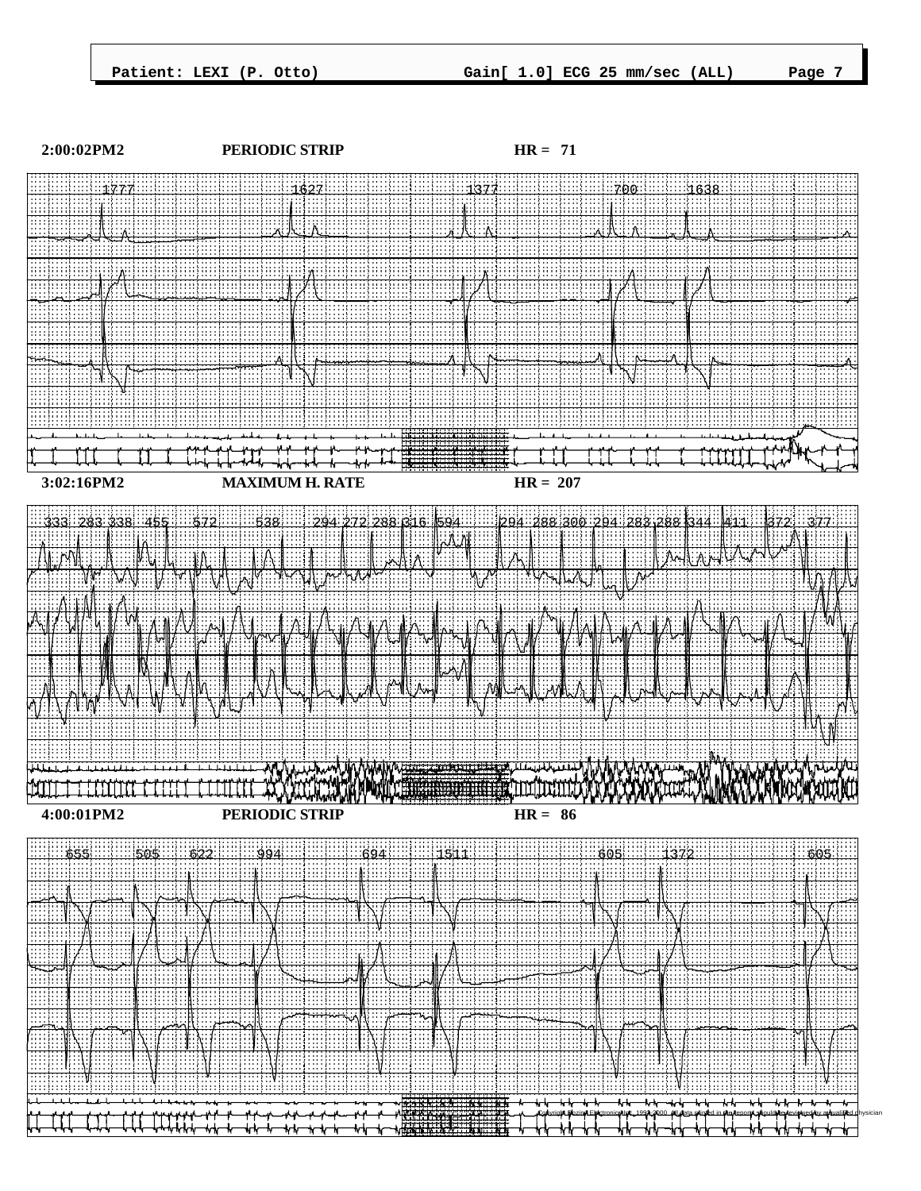Patient: LEXI (P. Otto) Gain[ 1.0] ECG 25 mm/sec (ALL)

2:00:02PM2 PERIODIC STRIP HR = 71

1777 1627 1377 700 1638

3:02:16PM2 MAXIMUM H. RATE HR = 207

333 283 338 455 572 538 294 272 288 316 594 294 288 300 294 283 288 344 411 372 377

4:00:01PM2 PERIODIC STRIP HR = 86

655 505 622 994 694 1511 605 1372 605

Copyright Rozinn Electronics, Inc. 1991-2000. All data printed in this report should be reviewed by a qualified physician